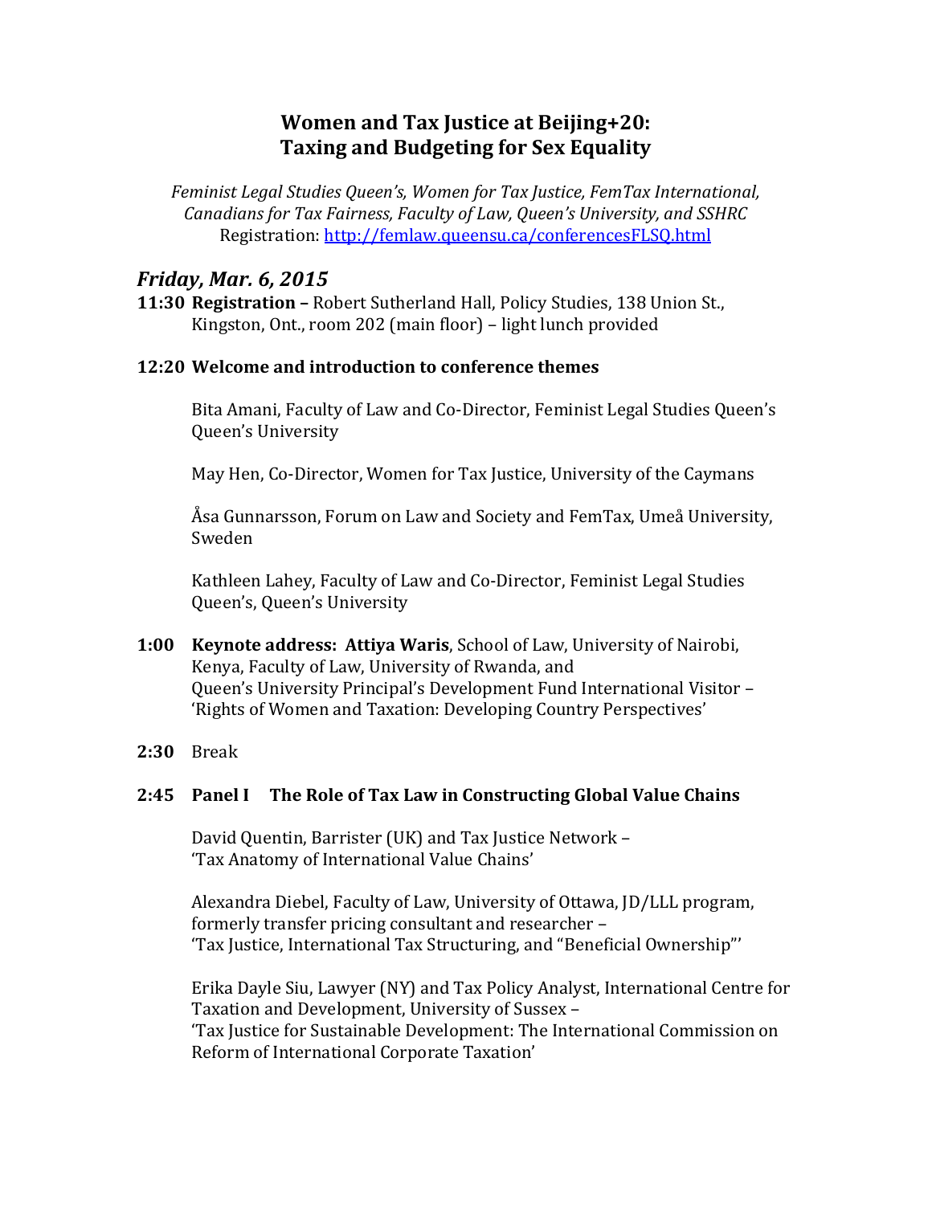# Women and Tax Justice at Beijing+20: Taxing and Budgeting for Sex Equality

*Feminist Legal Studies Queen's, Women for Tax Justice, FemTax International, Canadians for Tax Fairness, Faculty of Law, Queen's University, and SSHRC*
Registration: [http://femlaw.queensu.ca/conferencesFLSQ.html](http://femlaw.queensu.ca/conferencesFLSQ.html)

## *Friday, Mar. 6, 2015*

**11:30 Registration –** Robert Sutherland Hall, Policy Studies, 138 Union St., Kingston, Ont., room 202 (main floor) – light lunch provided

**12:20 Welcome and introduction to conference themes**

Bita Amani, Faculty of Law and Co-Director, Feminist Legal Studies Queen's Queen's University

May Hen, Co-Director, Women for Tax Justice, University of the Caymans

Åsa Gunnarsson, Forum on Law and Society and FemTax, Umeå University, Sweden

Kathleen Lahey, Faculty of Law and Co-Director, Feminist Legal Studies Queen's, Queen's University

**1:00 Keynote address: Attiya Waris**, School of Law, University of Nairobi, Kenya, Faculty of Law, University of Rwanda, and Queen's University Principal's Development Fund International Visitor – 'Rights of Women and Taxation: Developing Country Perspectives'

**2:30** Break

**2:45 Panel I The Role of Tax Law in Constructing Global Value Chains**

David Quentin, Barrister (UK) and Tax Justice Network – 'Tax Anatomy of International Value Chains'

Alexandra Diebel, Faculty of Law, University of Ottawa, JD/LLL program, formerly transfer pricing consultant and researcher – 'Tax Justice, International Tax Structuring, and "Beneficial Ownership"'

Erika Dayle Siu, Lawyer (NY) and Tax Policy Analyst, International Centre for Taxation and Development, University of Sussex – 'Tax Justice for Sustainable Development: The International Commission on Reform of International Corporate Taxation'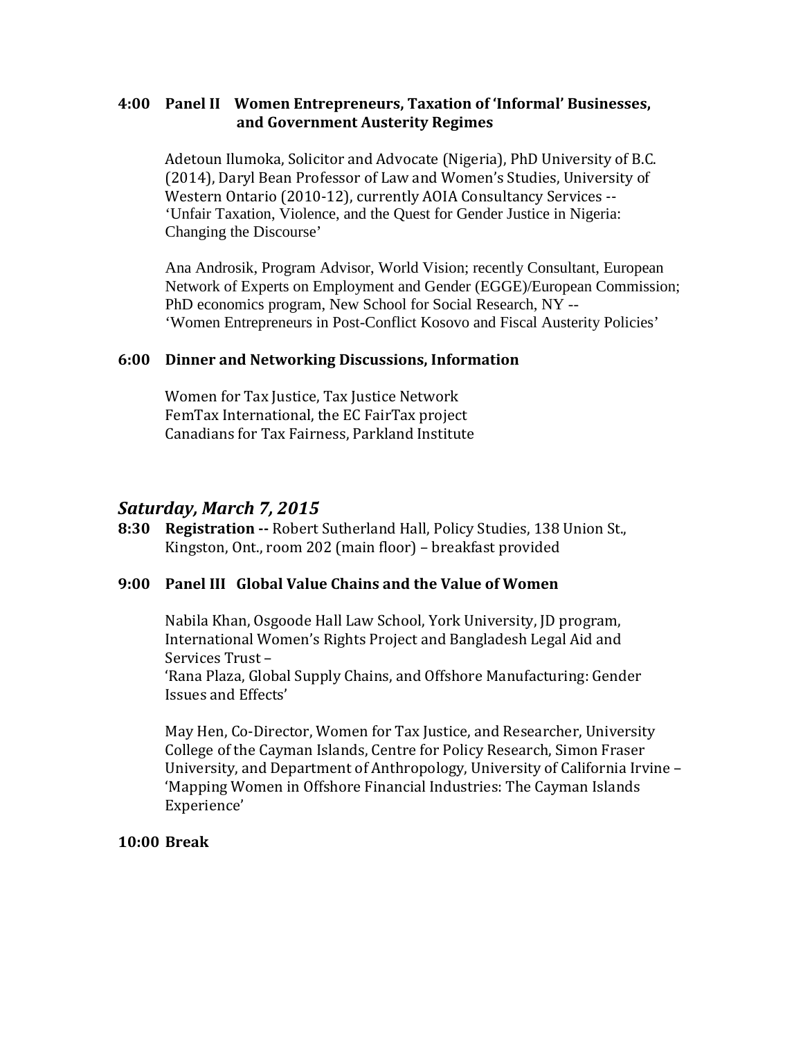**4:00 Panel II Women Entrepreneurs, Taxation of 'Informal' Businesses, and Government Austerity Regimes**

Adetoun Ilumoka, Solicitor and Advocate (Nigeria), PhD University of B.C. (2014), Daryl Bean Professor of Law and Women's Studies, University of Western Ontario (2010-12), currently AOIA Consultancy Services -- 'Unfair Taxation, Violence, and the Quest for Gender Justice in Nigeria: Changing the Discourse'

Ana Androsik, Program Advisor, World Vision; recently Consultant, European Network of Experts on Employment and Gender (EGGE)/European Commission; PhD economics program, New School for Social Research, NY -- 'Women Entrepreneurs in Post-Conflict Kosovo and Fiscal Austerity Policies'

**6:00 Dinner and Networking Discussions, Information**

Women for Tax Justice, Tax Justice Network
FemTax International, the EC FairTax project
Canadians for Tax Fairness, Parkland Institute

## *Saturday, March 7, 2015*

**8:30 Registration --** Robert Sutherland Hall, Policy Studies, 138 Union St., Kingston, Ont., room 202 (main floor) – breakfast provided

**9:00 Panel III Global Value Chains and the Value of Women**

Nabila Khan, Osgoode Hall Law School, York University, JD program, International Women's Rights Project and Bangladesh Legal Aid and Services Trust –
'Rana Plaza, Global Supply Chains, and Offshore Manufacturing: Gender Issues and Effects'

May Hen, Co-Director, Women for Tax Justice, and Researcher, University College of the Cayman Islands, Centre for Policy Research, Simon Fraser University, and Department of Anthropology, University of California Irvine – 'Mapping Women in Offshore Financial Industries: The Cayman Islands Experience'

**10:00 Break**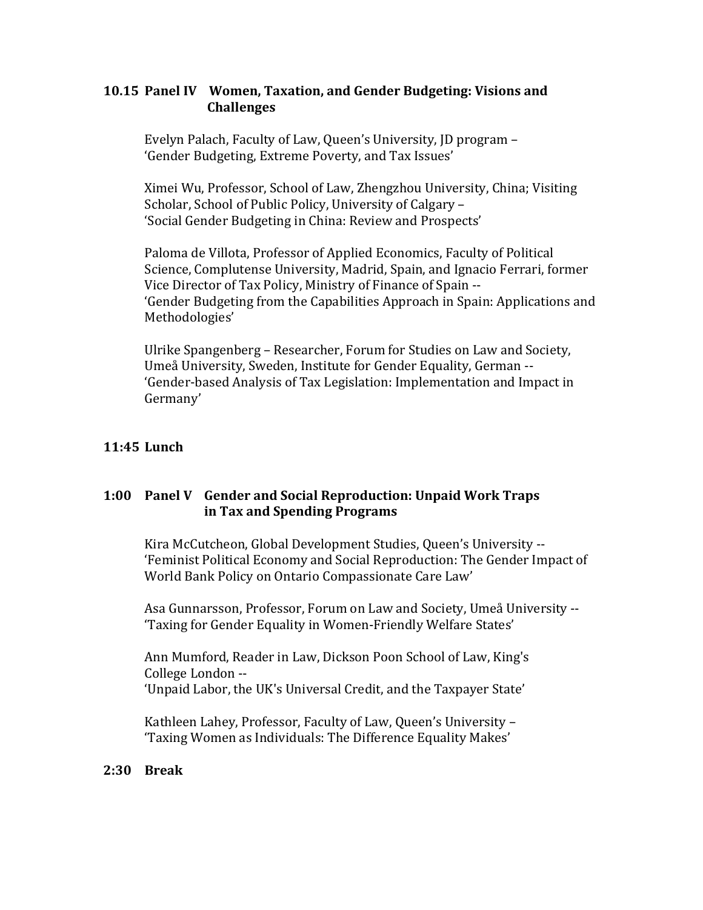**10.15 Panel IV Women, Taxation, and Gender Budgeting: Visions and Challenges**

Evelyn Palach, Faculty of Law, Queen's University, JD program –
'Gender Budgeting, Extreme Poverty, and Tax Issues'

Ximei Wu, Professor, School of Law, Zhengzhou University, China; Visiting Scholar, School of Public Policy, University of Calgary –
'Social Gender Budgeting in China: Review and Prospects'

Paloma de Villota, Professor of Applied Economics, Faculty of Political Science, Complutense University, Madrid, Spain, and Ignacio Ferrari, former Vice Director of Tax Policy, Ministry of Finance of Spain --
'Gender Budgeting from the Capabilities Approach in Spain: Applications and Methodologies'

Ulrike Spangenberg – Researcher, Forum for Studies on Law and Society, Umeå University, Sweden, Institute for Gender Equality, German --
'Gender-based Analysis of Tax Legislation: Implementation and Impact in Germany'

**11:45 Lunch**

**1:00 Panel V Gender and Social Reproduction: Unpaid Work Traps in Tax and Spending Programs**

Kira McCutcheon, Global Development Studies, Queen's University --
'Feminist Political Economy and Social Reproduction: The Gender Impact of World Bank Policy on Ontario Compassionate Care Law'

Asa Gunnarsson, Professor, Forum on Law and Society, Umeå University --
'Taxing for Gender Equality in Women-Friendly Welfare States'

Ann Mumford, Reader in Law, Dickson Poon School of Law, King's College London --
'Unpaid Labor, the UK's Universal Credit, and the Taxpayer State'

Kathleen Lahey, Professor, Faculty of Law, Queen's University –
'Taxing Women as Individuals: The Difference Equality Makes'

**2:30 Break**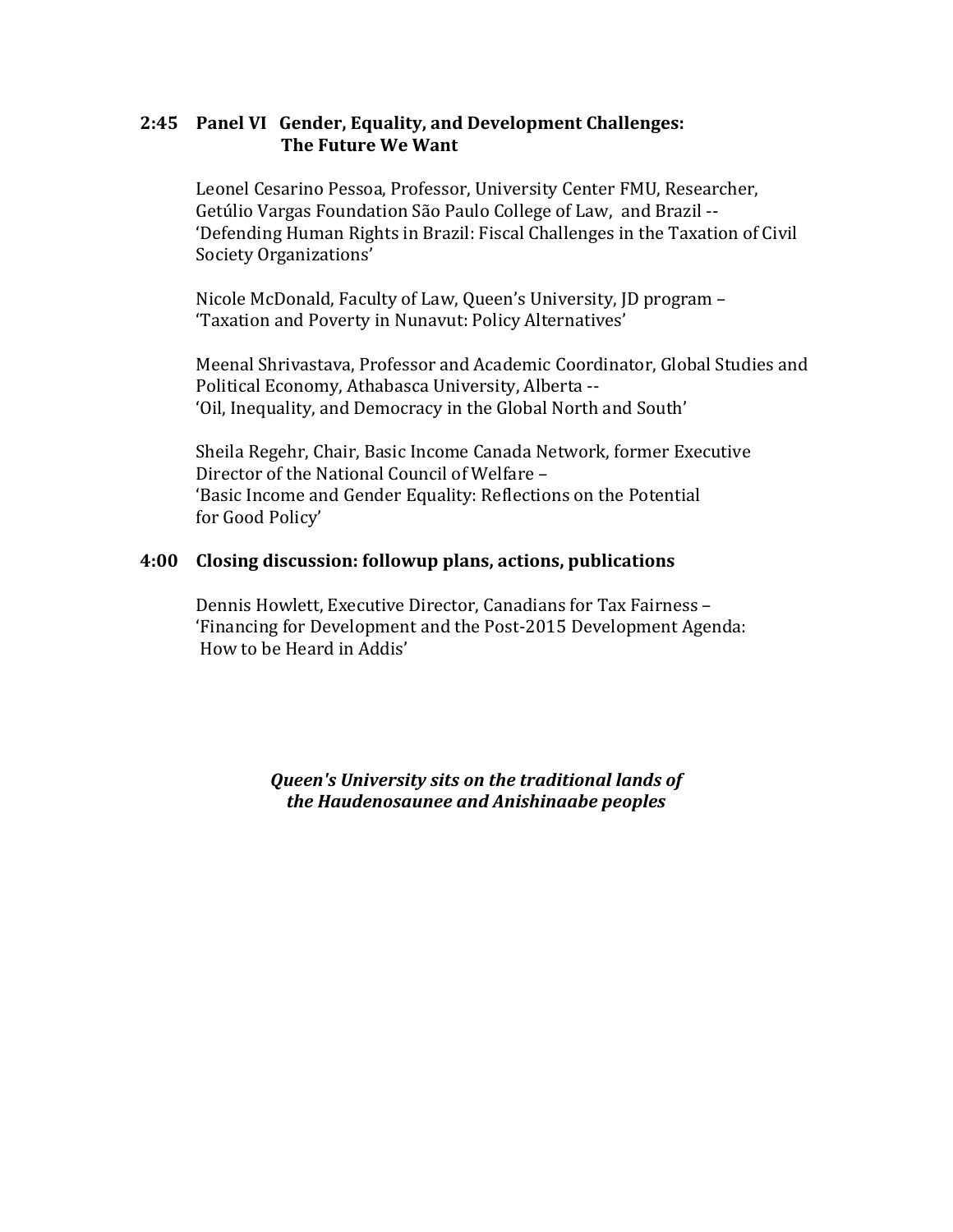**2:45 Panel VI Gender, Equality, and Development Challenges: The Future We Want**

Leonel Cesarino Pessoa, Professor, University Center FMU, Researcher, Getúlio Vargas Foundation São Paulo College of Law, and Brazil -- 'Defending Human Rights in Brazil: Fiscal Challenges in the Taxation of Civil Society Organizations'

Nicole McDonald, Faculty of Law, Queen's University, JD program – 'Taxation and Poverty in Nunavut: Policy Alternatives'

Meenal Shrivastava, Professor and Academic Coordinator, Global Studies and Political Economy, Athabasca University, Alberta -- 'Oil, Inequality, and Democracy in the Global North and South'

Sheila Regehr, Chair, Basic Income Canada Network, former Executive Director of the National Council of Welfare – 'Basic Income and Gender Equality: Reflections on the Potential for Good Policy'

**4:00 Closing discussion: followup plans, actions, publications**

Dennis Howlett, Executive Director, Canadians for Tax Fairness – 'Financing for Development and the Post-2015 Development Agenda: How to be Heard in Addis'

***Queen's University sits on the traditional lands of the Haudenosaunee and Anishinaabe peoples***